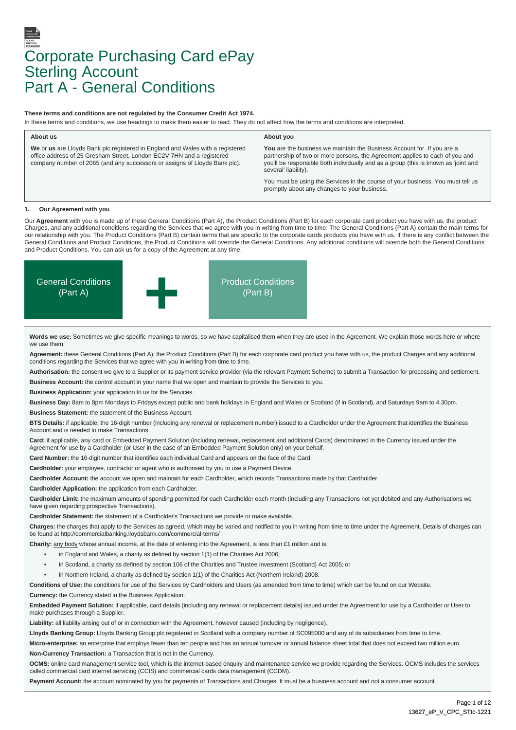# Corporate Purchasing Card ePay Sterling Account
# Part A - General Conditions

**These terms and conditions are not regulated by the Consumer Credit Act 1974.**

In these terms and conditions, we use headings to make them easier to read. They do not affect how the terms and conditions are interpreted.

| About us | About you |
|---|---|
| **We** or **us** are Lloyds Bank plc registered in England and Wales with a registered office address of 25 Gresham Street, London EC2V 7HN and a registered company number of 2065 (and any successors or assigns of Lloyds Bank plc). | **You** are the business we maintain the Business Account for. If you are a partnership of two or more persons, the Agreement applies to each of you and you'll be responsible both individually and as a group (this is known as 'joint and several' liability).<br><br>You must be using the Services in the course of your business. You must tell us promptly about any changes to your business. |

### 1. Our Agreement with you

Our **Agreement** with you is made up of these General Conditions (Part A), the Product Conditions (Part B) for each corporate card product you have with us, the product Charges, and any additional conditions regarding the Services that we agree with you in writing from time to time. The General Conditions (Part A) contain the main terms for our relationship with you. The Product Conditions (Part B) contain terms that are specific to the corporate cards products you have with us. If there is any conflict between the General Conditions and Product Conditions, the Product Conditions will override the General Conditions. Any additional conditions will override both the General Conditions and Product Conditions. You can ask us for a copy of the Agreement at any time.

General Conditions (Part A) + Product Conditions (Part B)

**Words we use:** Sometimes we give specific meanings to words, so we have capitalised them when they are used in the Agreement. We explain those words here or where we use them.

**Agreement:** these General Conditions (Part A), the Product Conditions (Part B) for each corporate card product you have with us, the product Charges and any additional conditions regarding the Services that we agree with you in writing from time to time.

**Authorisation:** the consent we give to a Supplier or its payment service provider (via the relevant Payment Scheme) to submit a Transaction for processing and settlement.

**Business Account:** the control account in your name that we open and maintain to provide the Services to you.

**Business Application:** your application to us for the Services.

**Business Day:** 8am to 8pm Mondays to Fridays except public and bank holidays in England and Wales or Scotland (if in Scotland), and Saturdays 9am to 4.30pm.

**Business Statement:** the statement of the Business Account.

**BTS Details:** if applicable, the 16-digit number (including any renewal or replacement number) issued to a Cardholder under the Agreement that identifies the Business Account and is needed to make Transactions.

**Card:** if applicable, any card or Embedded Payment Solution (including renewal, replacement and additional Cards) denominated in the Currency issued under the Agreement for use by a Cardholder (or User in the case of an Embedded Payment Solution only) on your behalf.

**Card Number:** the 16-digit number that identifies each individual Card and appears on the face of the Card.

**Cardholder:** your employee, contractor or agent who is authorised by you to use a Payment Device.

**Cardholder Account:** the account we open and maintain for each Cardholder, which records Transactions made by that Cardholder.

**Cardholder Application:** the application from each Cardholder.

**Cardholder Limit:** the maximum amounts of spending permitted for each Cardholder each month (including any Transactions not yet debited and any Authorisations we have given regarding prospective Transactions).

**Cardholder Statement:** the statement of a Cardholder's Transactions we provide or make available.

**Charges:** the charges that apply to the Services as agreed, which may be varied and notified to you in writing from time to time under the Agreement. Details of charges can be found at http://commercialbanking.lloydsbank.com/commercial-terms/

**Charity:** any body whose annual income, at the date of entering into the Agreement, is less than £1 million and is:

- in England and Wales, a charity as defined by section 1(1) of the Charities Act 2006;
- in Scotland, a charity as defined by section 106 of the Charities and Trustee Investment (Scotland) Act 2005; or
- in Northern Ireland, a charity as defined by section 1(1) of the Charities Act (Northern Ireland) 2008.

**Conditions of Use:** the conditions for use of the Services by Cardholders and Users (as amended from time to time) which can be found on our Website.

**Currency:** the Currency stated in the Business Application.

**Embedded Payment Solution:** if applicable, card details (including any renewal or replacement details) issued under the Agreement for use by a Cardholder or User to make purchases through a Supplier.

**Liability:** all liability arising out of or in connection with the Agreement, however caused (including by negligence).

**Lloyds Banking Group:** Lloyds Banking Group plc registered in Scotland with a company number of SC095000 and any of its subsidiaries from time to time.

**Micro-enterprise:** an enterprise that employs fewer than ten people and has an annual turnover or annual balance sheet total that does not exceed two million euro.

**Non-Currency Transaction:** a Transaction that is not in the Currency.

**OCMS:** online card management service tool, which is the internet-based enquiry and maintenance service we provide regarding the Services. OCMS includes the services called commercial card internet servicing (CCIS) and commercial cards data management (CCDM).

**Payment Account:** the account nominated by you for payments of Transactions and Charges. It must be a business account and not a consumer account.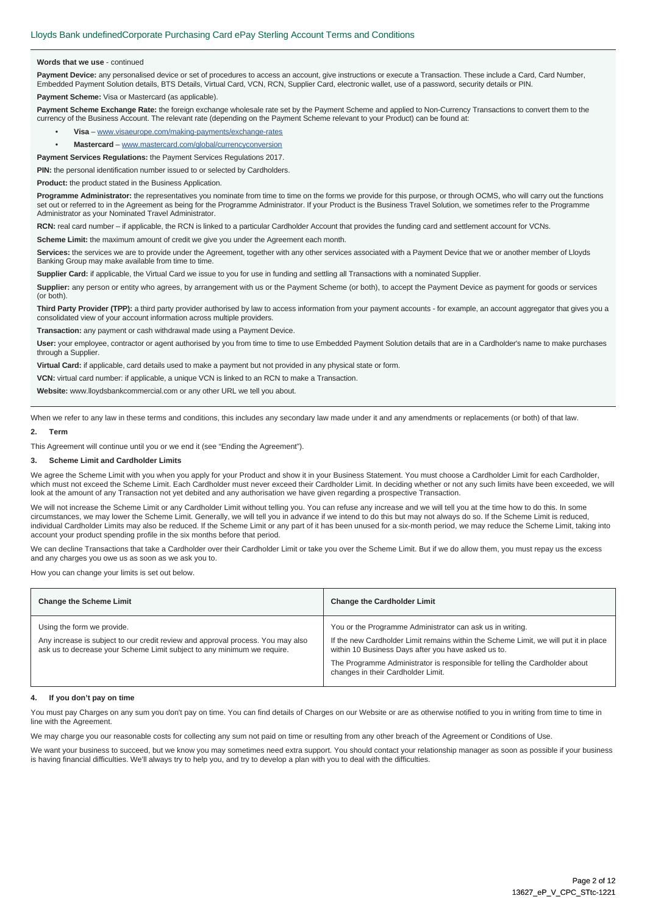**Words that we use** - continued

**Payment Device:** any personalised device or set of procedures to access an account, give instructions or execute a Transaction. These include a Card, Card Number, Embedded Payment Solution details, BTS Details, Virtual Card, VCN, RCN, Supplier Card, electronic wallet, use of a password, security details or PIN.

**Payment Scheme:** Visa or Mastercard (as applicable).

**Payment Scheme Exchange Rate:** the foreign exchange wholesale rate set by the Payment Scheme and applied to Non-Currency Transactions to convert them to the currency of the Business Account. The relevant rate (depending on the Payment Scheme relevant to your Product) can be found at:

- **Visa** – www.visaeurope.com/making-payments/exchange-rates
- **Mastercard** – www.mastercard.com/global/currencyconversion

**Payment Services Regulations:** the Payment Services Regulations 2017.

**PIN:** the personal identification number issued to or selected by Cardholders.

**Product:** the product stated in the Business Application.

**Programme Administrator:** the representatives you nominate from time to time on the forms we provide for this purpose, or through OCMS, who will carry out the functions set out or referred to in the Agreement as being for the Programme Administrator. If your Product is the Business Travel Solution, we sometimes refer to the Programme Administrator as your Nominated Travel Administrator.

**RCN:** real card number – if applicable, the RCN is linked to a particular Cardholder Account that provides the funding card and settlement account for VCNs.

**Scheme Limit:** the maximum amount of credit we give you under the Agreement each month.

**Services:** the services we are to provide under the Agreement, together with any other services associated with a Payment Device that we or another member of Lloyds Banking Group may make available from time to time.

**Supplier Card:** if applicable, the Virtual Card we issue to you for use in funding and settling all Transactions with a nominated Supplier.

**Supplier:** any person or entity who agrees, by arrangement with us or the Payment Scheme (or both), to accept the Payment Device as payment for goods or services (or both).

**Third Party Provider (TPP):** a third party provider authorised by law to access information from your payment accounts - for example, an account aggregator that gives you a consolidated view of your account information across multiple providers.

**Transaction:** any payment or cash withdrawal made using a Payment Device.

**User:** your employee, contractor or agent authorised by you from time to time to use Embedded Payment Solution details that are in a Cardholder's name to make purchases through a Supplier.

**Virtual Card:** if applicable, card details used to make a payment but not provided in any physical state or form.

**VCN:** virtual card number: if applicable, a unique VCN is linked to an RCN to make a Transaction.

**Website:** www.lloydsbankcommercial.com or any other URL we tell you about.

When we refer to any law in these terms and conditions, this includes any secondary law made under it and any amendments or replacements (or both) of that law.

## 2. Term

This Agreement will continue until you or we end it (see "Ending the Agreement").

## 3. Scheme Limit and Cardholder Limits

We agree the Scheme Limit with you when you apply for your Product and show it in your Business Statement. You must choose a Cardholder Limit for each Cardholder, which must not exceed the Scheme Limit. Each Cardholder must never exceed their Cardholder Limit. In deciding whether or not any such limits have been exceeded, we will look at the amount of any Transaction not yet debited and any authorisation we have given regarding a prospective Transaction.

We will not increase the Scheme Limit or any Cardholder Limit without telling you. You can refuse any increase and we will tell you at the time how to do this. In some circumstances, we may lower the Scheme Limit. Generally, we will tell you in advance if we intend to do this but may not always do so. If the Scheme Limit is reduced, individual Cardholder Limits may also be reduced. If the Scheme Limit or any part of it has been unused for a six-month period, we may reduce the Scheme Limit, taking into account your product spending profile in the six months before that period.

We can decline Transactions that take a Cardholder over their Cardholder Limit or take you over the Scheme Limit. But if we do allow them, you must repay us the excess and any charges you owe us as soon as we ask you to.

How you can change your limits is set out below.

| Change the Scheme Limit | Change the Cardholder Limit |
|---|---|
| Using the form we provide.<br><br>Any increase is subject to our credit review and approval process. You may also ask us to decrease your Scheme Limit subject to any minimum we require. | You or the Programme Administrator can ask us in writing.<br><br>If the new Cardholder Limit remains within the Scheme Limit, we will put it in place within 10 Business Days after you have asked us to.<br><br>The Programme Administrator is responsible for telling the Cardholder about changes in their Cardholder Limit. |

## 4. If you don't pay on time

You must pay Charges on any sum you don't pay on time. You can find details of Charges on our Website or are as otherwise notified to you in writing from time to time in line with the Agreement.

We may charge you our reasonable costs for collecting any sum not paid on time or resulting from any other breach of the Agreement or Conditions of Use.

We want your business to succeed, but we know you may sometimes need extra support. You should contact your relationship manager as soon as possible if your business is having financial difficulties. We'll always try to help you, and try to develop a plan with you to deal with the difficulties.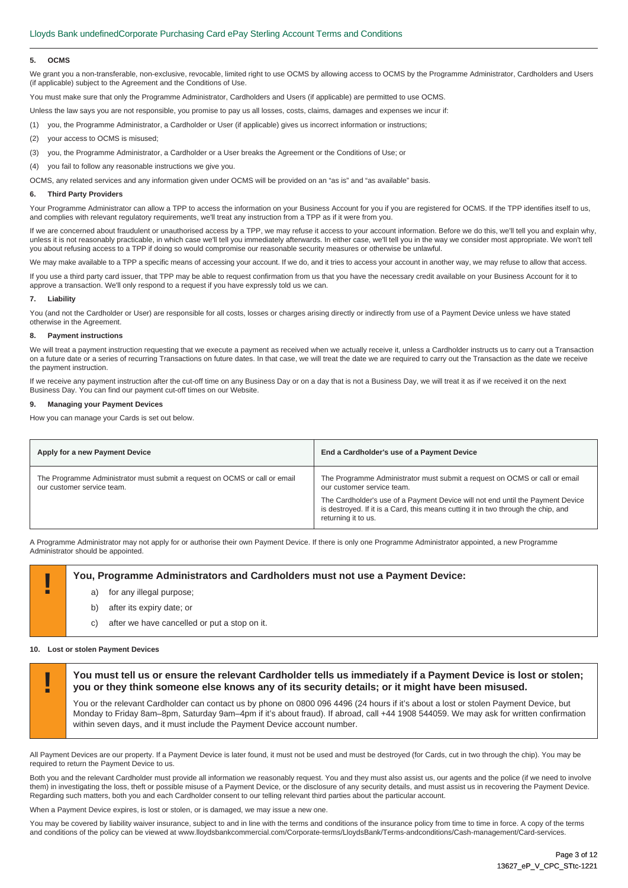## 5. OCMS

We grant you a non-transferable, non-exclusive, revocable, limited right to use OCMS by allowing access to OCMS by the Programme Administrator, Cardholders and Users (if applicable) subject to the Agreement and the Conditions of Use.

You must make sure that only the Programme Administrator, Cardholders and Users (if applicable) are permitted to use OCMS.

Unless the law says you are not responsible, you promise to pay us all losses, costs, claims, damages and expenses we incur if:

(1) you, the Programme Administrator, a Cardholder or User (if applicable) gives us incorrect information or instructions;

(2) your access to OCMS is misused;

(3) you, the Programme Administrator, a Cardholder or a User breaks the Agreement or the Conditions of Use; or

(4) you fail to follow any reasonable instructions we give you.

OCMS, any related services and any information given under OCMS will be provided on an "as is" and "as available" basis.

## 6. Third Party Providers

Your Programme Administrator can allow a TPP to access the information on your Business Account for you if you are registered for OCMS. If the TPP identifies itself to us, and complies with relevant regulatory requirements, we'll treat any instruction from a TPP as if it were from you.

If we are concerned about fraudulent or unauthorised access by a TPP, we may refuse it access to your account information. Before we do this, we'll tell you and explain why, unless it is not reasonably practicable, in which case we'll tell you immediately afterwards. In either case, we'll tell you in the way we consider most appropriate. We won't tell you about refusing access to a TPP if doing so would compromise our reasonable security measures or otherwise be unlawful.

We may make available to a TPP a specific means of accessing your account. If we do, and it tries to access your account in another way, we may refuse to allow that access.

If you use a third party card issuer, that TPP may be able to request confirmation from us that you have the necessary credit available on your Business Account for it to approve a transaction. We'll only respond to a request if you have expressly told us we can.

## 7. Liability

You (and not the Cardholder or User) are responsible for all costs, losses or charges arising directly or indirectly from use of a Payment Device unless we have stated otherwise in the Agreement.

## 8. Payment instructions

We will treat a payment instruction requesting that we execute a payment as received when we actually receive it, unless a Cardholder instructs us to carry out a Transaction on a future date or a series of recurring Transactions on future dates. In that case, we will treat the date we are required to carry out the Transaction as the date we receive the payment instruction.

If we receive any payment instruction after the cut-off time on any Business Day or on a day that is not a Business Day, we will treat it as if we received it on the next Business Day. You can find our payment cut-off times on our Website.

## 9. Managing your Payment Devices

How you can manage your Cards is set out below.

| Apply for a new Payment Device | End a Cardholder's use of a Payment Device |
|---|---|
| The Programme Administrator must submit a request on OCMS or call or email our customer service team. | The Programme Administrator must submit a request on OCMS or call or email our customer service team.<br><br>The Cardholder's use of a Payment Device will not end until the Payment Device is destroyed. If it is a Card, this means cutting it in two through the chip, and returning it to us. |

A Programme Administrator may not apply for or authorise their own Payment Device. If there is only one Programme Administrator appointed, a new Programme Administrator should be appointed.

**!** **You, Programme Administrators and Cardholders must not use a Payment Device:**

a) for any illegal purpose;

b) after its expiry date; or

c) after we have cancelled or put a stop on it.

## 10. Lost or stolen Payment Devices

**!** **You must tell us or ensure the relevant Cardholder tells us immediately if a Payment Device is lost or stolen; you or they think someone else knows any of its security details; or it might have been misused.**

You or the relevant Cardholder can contact us by phone on 0800 096 4496 (24 hours if it's about a lost or stolen Payment Device, but Monday to Friday 8am–8pm, Saturday 9am–4pm if it's about fraud). If abroad, call +44 1908 544059. We may ask for written confirmation within seven days, and it must include the Payment Device account number.

All Payment Devices are our property. If a Payment Device is later found, it must not be used and must be destroyed (for Cards, cut in two through the chip). You may be required to return the Payment Device to us.

Both you and the relevant Cardholder must provide all information we reasonably request. You and they must also assist us, our agents and the police (if we need to involve them) in investigating the loss, theft or possible misuse of a Payment Device, or the disclosure of any security details, and must assist us in recovering the Payment Device. Regarding such matters, both you and each Cardholder consent to our telling relevant third parties about the particular account.

When a Payment Device expires, is lost or stolen, or is damaged, we may issue a new one.

You may be covered by liability waiver insurance, subject to and in line with the terms and conditions of the insurance policy from time to time in force. A copy of the terms and conditions of the policy can be viewed at www.lloydsbankcommercial.com/Corporate-terms/LloydsBank/Terms-andconditions/Cash-management/Card-services.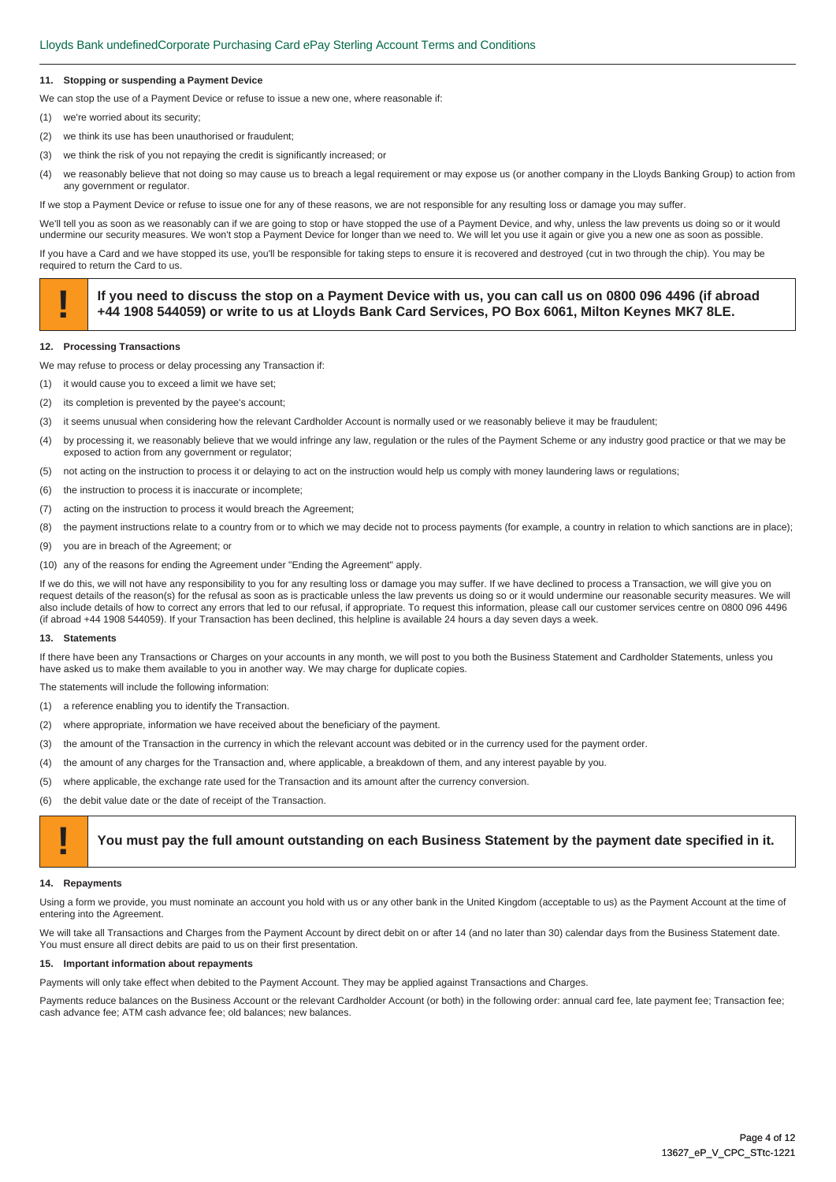### 11. Stopping or suspending a Payment Device

We can stop the use of a Payment Device or refuse to issue a new one, where reasonable if:

(1) we're worried about its security;

(2) we think its use has been unauthorised or fraudulent;

(3) we think the risk of you not repaying the credit is significantly increased; or

(4) we reasonably believe that not doing so may cause us to breach a legal requirement or may expose us (or another company in the Lloyds Banking Group) to action from any government or regulator.

If we stop a Payment Device or refuse to issue one for any of these reasons, we are not responsible for any resulting loss or damage you may suffer.

We'll tell you as soon as we reasonably can if we are going to stop or have stopped the use of a Payment Device, and why, unless the law prevents us doing so or it would undermine our security measures. We won't stop a Payment Device for longer than we need to. We will let you use it again or give you a new one as soon as possible.

If you have a Card and we have stopped its use, you'll be responsible for taking steps to ensure it is recovered and destroyed (cut in two through the chip). You may be required to return the Card to us.

> **! If you need to discuss the stop on a Payment Device with us, you can call us on 0800 096 4496 (if abroad +44 1908 544059) or write to us at Lloyds Bank Card Services, PO Box 6061, Milton Keynes MK7 8LE.**

### 12. Processing Transactions

We may refuse to process or delay processing any Transaction if:

(1) it would cause you to exceed a limit we have set;

(2) its completion is prevented by the payee's account;

(3) it seems unusual when considering how the relevant Cardholder Account is normally used or we reasonably believe it may be fraudulent;

(4) by processing it, we reasonably believe that we would infringe any law, regulation or the rules of the Payment Scheme or any industry good practice or that we may be exposed to action from any government or regulator;

(5) not acting on the instruction to process it or delaying to act on the instruction would help us comply with money laundering laws or regulations;

(6) the instruction to process it is inaccurate or incomplete;

(7) acting on the instruction to process it would breach the Agreement;

(8) the payment instructions relate to a country from or to which we may decide not to process payments (for example, a country in relation to which sanctions are in place);

(9) you are in breach of the Agreement; or

(10) any of the reasons for ending the Agreement under "Ending the Agreement" apply.

If we do this, we will not have any responsibility to you for any resulting loss or damage you may suffer. If we have declined to process a Transaction, we will give you on request details of the reason(s) for the refusal as soon as is practicable unless the law prevents us doing so or it would undermine our reasonable security measures. We will also include details of how to correct any errors that led to our refusal, if appropriate. To request this information, please call our customer services centre on 0800 096 4496 (if abroad +44 1908 544059). If your Transaction has been declined, this helpline is available 24 hours a day seven days a week.

### 13. Statements

If there have been any Transactions or Charges on your accounts in any month, we will post to you both the Business Statement and Cardholder Statements, unless you have asked us to make them available to you in another way. We may charge for duplicate copies.

The statements will include the following information:

(1) a reference enabling you to identify the Transaction.

(2) where appropriate, information we have received about the beneficiary of the payment.

(3) the amount of the Transaction in the currency in which the relevant account was debited or in the currency used for the payment order.

(4) the amount of any charges for the Transaction and, where applicable, a breakdown of them, and any interest payable by you.

(5) where applicable, the exchange rate used for the Transaction and its amount after the currency conversion.

(6) the debit value date or the date of receipt of the Transaction.

> **! You must pay the full amount outstanding on each Business Statement by the payment date specified in it.**

### 14. Repayments

Using a form we provide, you must nominate an account you hold with us or any other bank in the United Kingdom (acceptable to us) as the Payment Account at the time of entering into the Agreement.

We will take all Transactions and Charges from the Payment Account by direct debit on or after 14 (and no later than 30) calendar days from the Business Statement date. You must ensure all direct debits are paid to us on their first presentation.

### 15. Important information about repayments

Payments will only take effect when debited to the Payment Account. They may be applied against Transactions and Charges.

Payments reduce balances on the Business Account or the relevant Cardholder Account (or both) in the following order: annual card fee, late payment fee; Transaction fee; cash advance fee; ATM cash advance fee; old balances; new balances.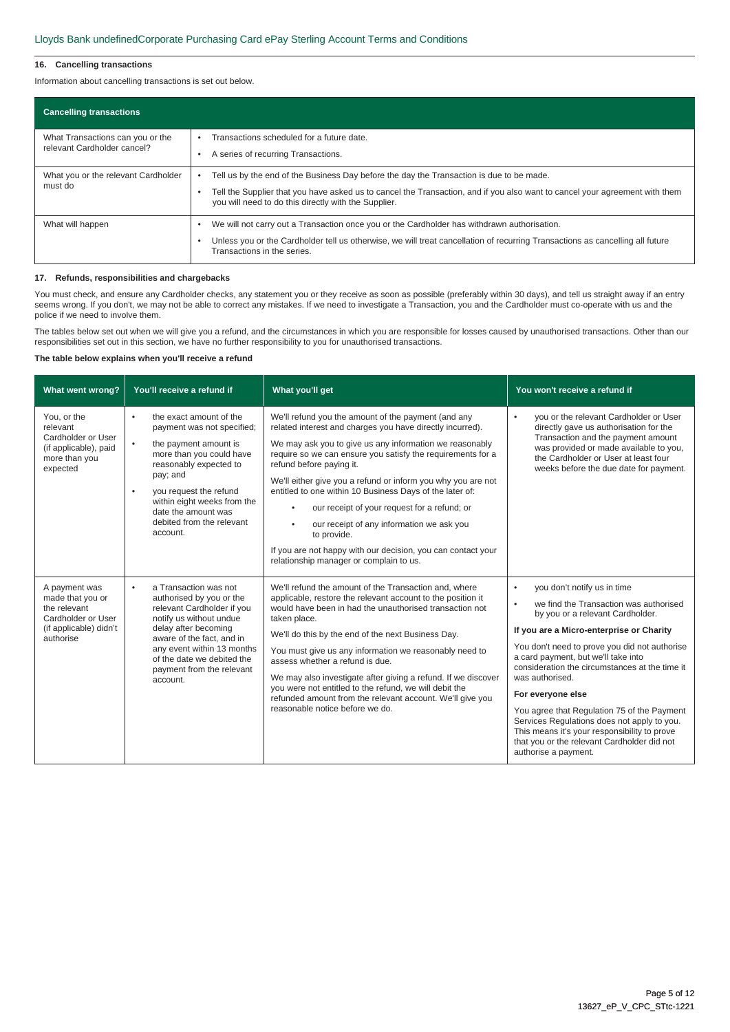### 16. Cancelling transactions

Information about cancelling transactions is set out below.

| Cancelling transactions | |
|---|---|
| What Transactions can you or the relevant Cardholder cancel? | • Transactions scheduled for a future date.<br>• A series of recurring Transactions. |
| What you or the relevant Cardholder must do | • Tell us by the end of the Business Day before the day the Transaction is due to be made.<br>• Tell the Supplier that you have asked us to cancel the Transaction, and if you also want to cancel your agreement with them you will need to do this directly with the Supplier. |
| What will happen | • We will not carry out a Transaction once you or the Cardholder has withdrawn authorisation.<br>• Unless you or the Cardholder tell us otherwise, we will treat cancellation of recurring Transactions as cancelling all future Transactions in the series. |

### 17. Refunds, responsibilities and chargebacks

You must check, and ensure any Cardholder checks, any statement you or they receive as soon as possible (preferably within 30 days), and tell us straight away if an entry seems wrong. If you don't, we may not be able to correct any mistakes. If we need to investigate a Transaction, you and the Cardholder must co-operate with us and the police if we need to involve them.

The tables below set out when we will give you a refund, and the circumstances in which you are responsible for losses caused by unauthorised transactions. Other than our responsibilities set out in this section, we have no further responsibility to you for unauthorised transactions.

**The table below explains when you'll receive a refund**

| What went wrong? | You'll receive a refund if | What you'll get | You won't receive a refund if |
|---|---|---|---|
| You, or the relevant Cardholder or User (if applicable), paid more than you expected | • the exact amount of the payment was not specified;<br>• the payment amount is more than you could have reasonably expected to pay; and<br>• you request the refund within eight weeks from the date the amount was debited from the relevant account. | We'll refund you the amount of the payment (and any related interest and charges you have directly incurred).<br><br>We may ask you to give us any information we reasonably require so we can ensure you satisfy the requirements for a refund before paying it.<br><br>We'll either give you a refund or inform you why you are not entitled to one within 10 Business Days of the later of:<br>• our receipt of your request for a refund; or<br>• our receipt of any information we ask you to provide.<br><br>If you are not happy with our decision, you can contact your relationship manager or complain to us. | • you or the relevant Cardholder or User directly gave us authorisation for the Transaction and the payment amount was provided or made available to you, the Cardholder or User at least four weeks before the due date for payment. |
| A payment was made that you or the relevant Cardholder or User (if applicable) didn't authorise | • a Transaction was not authorised by you or the relevant Cardholder if you notify us without undue delay after becoming aware of the fact, and in any event within 13 months of the date we debited the payment from the relevant account. | We'll refund the amount of the Transaction and, where applicable, restore the relevant account to the position it would have been in had the unauthorised transaction not taken place.<br><br>We'll do this by the end of the next Business Day.<br><br>You must give us any information we reasonably need to assess whether a refund is due.<br><br>We may also investigate after giving a refund. If we discover you were not entitled to the refund, we will debit the refunded amount from the relevant account. We'll give you reasonable notice before we do. | • you don't notify us in time<br>• we find the Transaction was authorised by you or a relevant Cardholder.<br><br>**If you are a Micro-enterprise or Charity**<br><br>You don't need to prove you did not authorise a card payment, but we'll take into consideration the circumstances at the time it was authorised.<br><br>**For everyone else**<br><br>You agree that Regulation 75 of the Payment Services Regulations does not apply to you. This means it's your responsibility to prove that you or the relevant Cardholder did not authorise a payment. |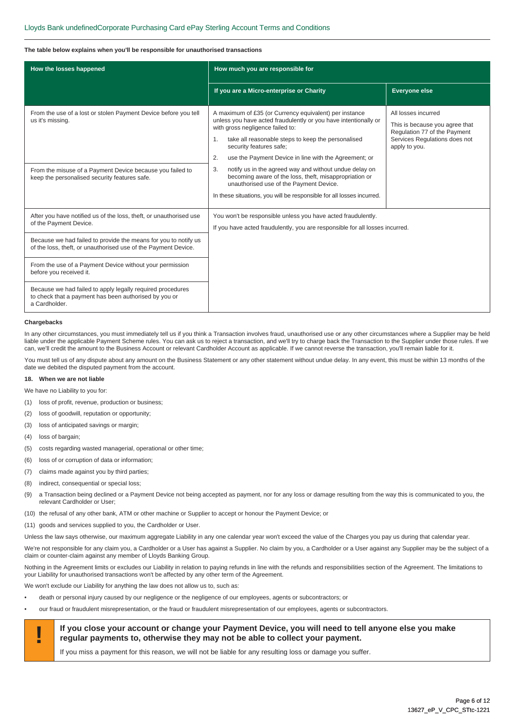**The table below explains when you'll be responsible for unauthorised transactions**

| How the losses happened | How much you are responsible for | |
|---|---|---|
| | **If you are a Micro-enterprise or Charity** | **Everyone else** |
| From the use of a lost or stolen Payment Device before you tell us it's missing.<br><br>From the misuse of a Payment Device because you failed to keep the personalised security features safe. | A maximum of £35 (or Currency equivalent) per instance unless you have acted fraudulently or you have intentionally or with gross negligence failed to:<br>1. take all reasonable steps to keep the personalised security features safe;<br>2. use the Payment Device in line with the Agreement; or<br>3. notify us in the agreed way and without undue delay on becoming aware of the loss, theft, misappropriation or unauthorised use of the Payment Device.<br>In these situations, you will be responsible for all losses incurred. | All losses incurred<br>This is because you agree that Regulation 77 of the Payment Services Regulations does not apply to you. |
| After you have notified us of the loss, theft, or unauthorised use of the Payment Device.<br><br>Because we had failed to provide the means for you to notify us of the loss, theft, or unauthorised use of the Payment Device.<br><br>From the use of a Payment Device without your permission before you received it.<br><br>Because we had failed to apply legally required procedures to check that a payment has been authorised by you or a Cardholder. | You won't be responsible unless you have acted fraudulently.<br>If you have acted fraudulently, you are responsible for all losses incurred. | |

**Chargebacks**

In any other circumstances, you must immediately tell us if you think a Transaction involves fraud, unauthorised use or any other circumstances where a Supplier may be held liable under the applicable Payment Scheme rules. You can ask us to reject a transaction, and we'll try to charge back the Transaction to the Supplier under those rules. If we can, we'll credit the amount to the Business Account or relevant Cardholder Account as applicable. If we cannot reverse the transaction, you'll remain liable for it.

You must tell us of any dispute about any amount on the Business Statement or any other statement without undue delay. In any event, this must be within 13 months of the date we debited the disputed payment from the account.

**18. When we are not liable**

We have no Liability to you for:

(1) loss of profit, revenue, production or business;

(2) loss of goodwill, reputation or opportunity;

(3) loss of anticipated savings or margin;

(4) loss of bargain;

(5) costs regarding wasted managerial, operational or other time;

(6) loss of or corruption of data or information;

(7) claims made against you by third parties;

(8) indirect, consequential or special loss;

(9) a Transaction being declined or a Payment Device not being accepted as payment, nor for any loss or damage resulting from the way this is communicated to you, the relevant Cardholder or User;

(10) the refusal of any other bank, ATM or other machine or Supplier to accept or honour the Payment Device; or

(11) goods and services supplied to you, the Cardholder or User.

Unless the law says otherwise, our maximum aggregate Liability in any one calendar year won't exceed the value of the Charges you pay us during that calendar year.

We're not responsible for any claim you, a Cardholder or a User has against a Supplier. No claim by you, a Cardholder or a User against any Supplier may be the subject of a claim or counter-claim against any member of Lloyds Banking Group.

Nothing in the Agreement limits or excludes our Liability in relation to paying refunds in line with the refunds and responsibilities section of the Agreement. The limitations to your Liability for unauthorised transactions won't be affected by any other term of the Agreement.

We won't exclude our Liability for anything the law does not allow us to, such as:

- death or personal injury caused by our negligence or the negligence of our employees, agents or subcontractors; or
- our fraud or fraudulent misrepresentation, or the fraud or fraudulent misrepresentation of our employees, agents or subcontractors.

**! If you close your account or change your Payment Device, you will need to tell anyone else you make regular payments to, otherwise they may not be able to collect your payment.**

If you miss a payment for this reason, we will not be liable for any resulting loss or damage you suffer.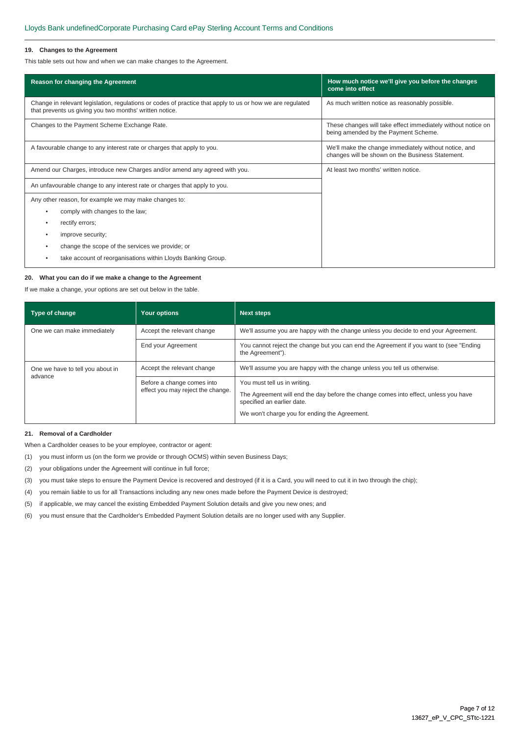### 19. Changes to the Agreement

This table sets out how and when we can make changes to the Agreement.

| Reason for changing the Agreement | How much notice we'll give you before the changes come into effect |
|---|---|
| Change in relevant legislation, regulations or codes of practice that apply to us or how we are regulated that prevents us giving you two months' written notice. | As much written notice as reasonably possible. |
| Changes to the Payment Scheme Exchange Rate. | These changes will take effect immediately without notice on being amended by the Payment Scheme. |
| A favourable change to any interest rate or charges that apply to you. | We'll make the change immediately without notice, and changes will be shown on the Business Statement. |
| Amend our Charges, introduce new Charges and/or amend any agreed with you. | At least two months' written notice. |
| An unfavourable change to any interest rate or charges that apply to you. | |
| Any other reason, for example we may make changes to: • comply with changes to the law; • rectify errors; • improve security; • change the scope of the services we provide; or • take account of reorganisations within Lloyds Banking Group. | |

### 20. What you can do if we make a change to the Agreement

If we make a change, your options are set out below in the table.

| Type of change | Your options | Next steps |
|---|---|---|
| One we can make immediately | Accept the relevant change | We'll assume you are happy with the change unless you decide to end your Agreement. |
| | End your Agreement | You cannot reject the change but you can end the Agreement if you want to (see "Ending the Agreement"). |
| One we have to tell you about in advance | Accept the relevant change | We'll assume you are happy with the change unless you tell us otherwise. |
| | Before a change comes into effect you may reject the change. | You must tell us in writing. The Agreement will end the day before the change comes into effect, unless you have specified an earlier date. We won't charge you for ending the Agreement. |

### 21. Removal of a Cardholder

When a Cardholder ceases to be your employee, contractor or agent:

(1) you must inform us (on the form we provide or through OCMS) within seven Business Days;

(2) your obligations under the Agreement will continue in full force;

(3) you must take steps to ensure the Payment Device is recovered and destroyed (if it is a Card, you will need to cut it in two through the chip);

(4) you remain liable to us for all Transactions including any new ones made before the Payment Device is destroyed;

(5) if applicable, we may cancel the existing Embedded Payment Solution details and give you new ones; and

(6) you must ensure that the Cardholder's Embedded Payment Solution details are no longer used with any Supplier.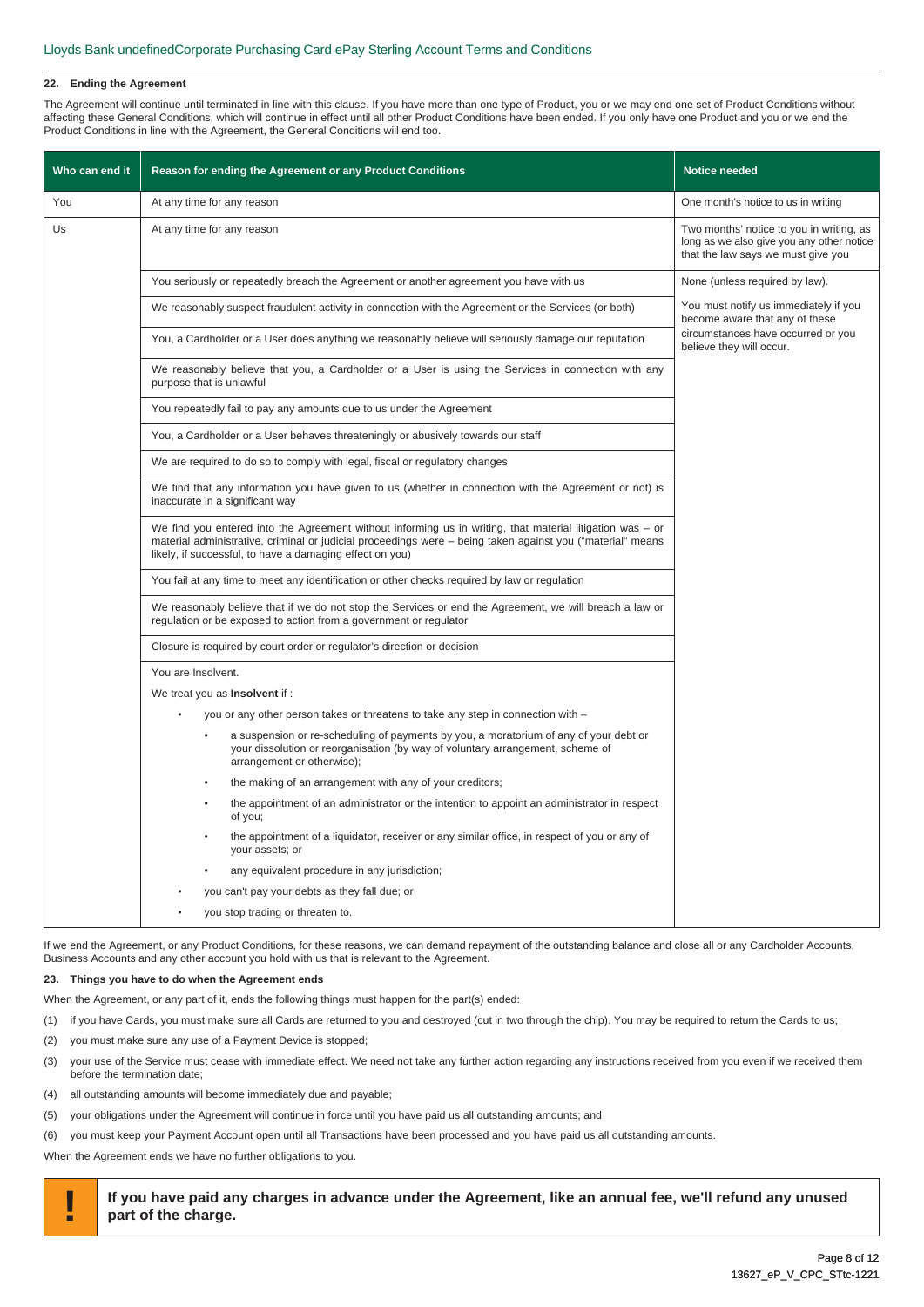### 22. Ending the Agreement

The Agreement will continue until terminated in line with this clause. If you have more than one type of Product, you or we may end one set of Product Conditions without affecting these General Conditions, which will continue in effect until all other Product Conditions have been ended. If you only have one Product and you or we end the Product Conditions in line with the Agreement, the General Conditions will end too.

| Who can end it | Reason for ending the Agreement or any Product Conditions | Notice needed |
|---|---|---|
| You | At any time for any reason | One month's notice to us in writing |
| Us | At any time for any reason | Two months' notice to you in writing, as long as we also give you any other notice that the law says we must give you |
| | You seriously or repeatedly breach the Agreement or another agreement you have with us | None (unless required by law). |
| | We reasonably suspect fraudulent activity in connection with the Agreement or the Services (or both) | You must notify us immediately if you become aware that any of these circumstances have occurred or you believe they will occur. |
| | You, a Cardholder or a User does anything we reasonably believe will seriously damage our reputation | |
| | We reasonably believe that you, a Cardholder or a User is using the Services in connection with any purpose that is unlawful | |
| | You repeatedly fail to pay any amounts due to us under the Agreement | |
| | You, a Cardholder or a User behaves threateningly or abusively towards our staff | |
| | We are required to do so to comply with legal, fiscal or regulatory changes | |
| | We find that any information you have given to us (whether in connection with the Agreement or not) is inaccurate in a significant way | |
| | We find you entered into the Agreement without informing us in writing, that material litigation was – or material administrative, criminal or judicial proceedings were – being taken against you ("material" means likely, if successful, to have a damaging effect on you) | |
| | You fail at any time to meet any identification or other checks required by law or regulation | |
| | We reasonably believe that if we do not stop the Services or end the Agreement, we will breach a law or regulation or be exposed to action from a government or regulator | |
| | Closure is required by court order or regulator's direction or decision | |
| | You are Insolvent.<br>We treat you as **Insolvent** if :<br>• you or any other person takes or threatens to take any step in connection with –<br>  • a suspension or re-scheduling of payments by you, a moratorium of any of your debt or your dissolution or reorganisation (by way of voluntary arrangement, scheme of arrangement or otherwise);<br>  • the making of an arrangement with any of your creditors;<br>  • the appointment of an administrator or the intention to appoint an administrator in respect of you;<br>  • the appointment of a liquidator, receiver or any similar office, in respect of you or any of your assets; or<br>  • any equivalent procedure in any jurisdiction;<br>• you can't pay your debts as they fall due; or<br>• you stop trading or threaten to. | |

If we end the Agreement, or any Product Conditions, for these reasons, we can demand repayment of the outstanding balance and close all or any Cardholder Accounts, Business Accounts and any other account you hold with us that is relevant to the Agreement.

### 23. Things you have to do when the Agreement ends

When the Agreement, or any part of it, ends the following things must happen for the part(s) ended:

(1) if you have Cards, you must make sure all Cards are returned to you and destroyed (cut in two through the chip). You may be required to return the Cards to us;

(2) you must make sure any use of a Payment Device is stopped;

(3) your use of the Service must cease with immediate effect. We need not take any further action regarding any instructions received from you even if we received them before the termination date;

(4) all outstanding amounts will become immediately due and payable;

(5) your obligations under the Agreement will continue in force until you have paid us all outstanding amounts; and

(6) you must keep your Payment Account open until all Transactions have been processed and you have paid us all outstanding amounts.

When the Agreement ends we have no further obligations to you.

> **!** **If you have paid any charges in advance under the Agreement, like an annual fee, we'll refund any unused part of the charge.**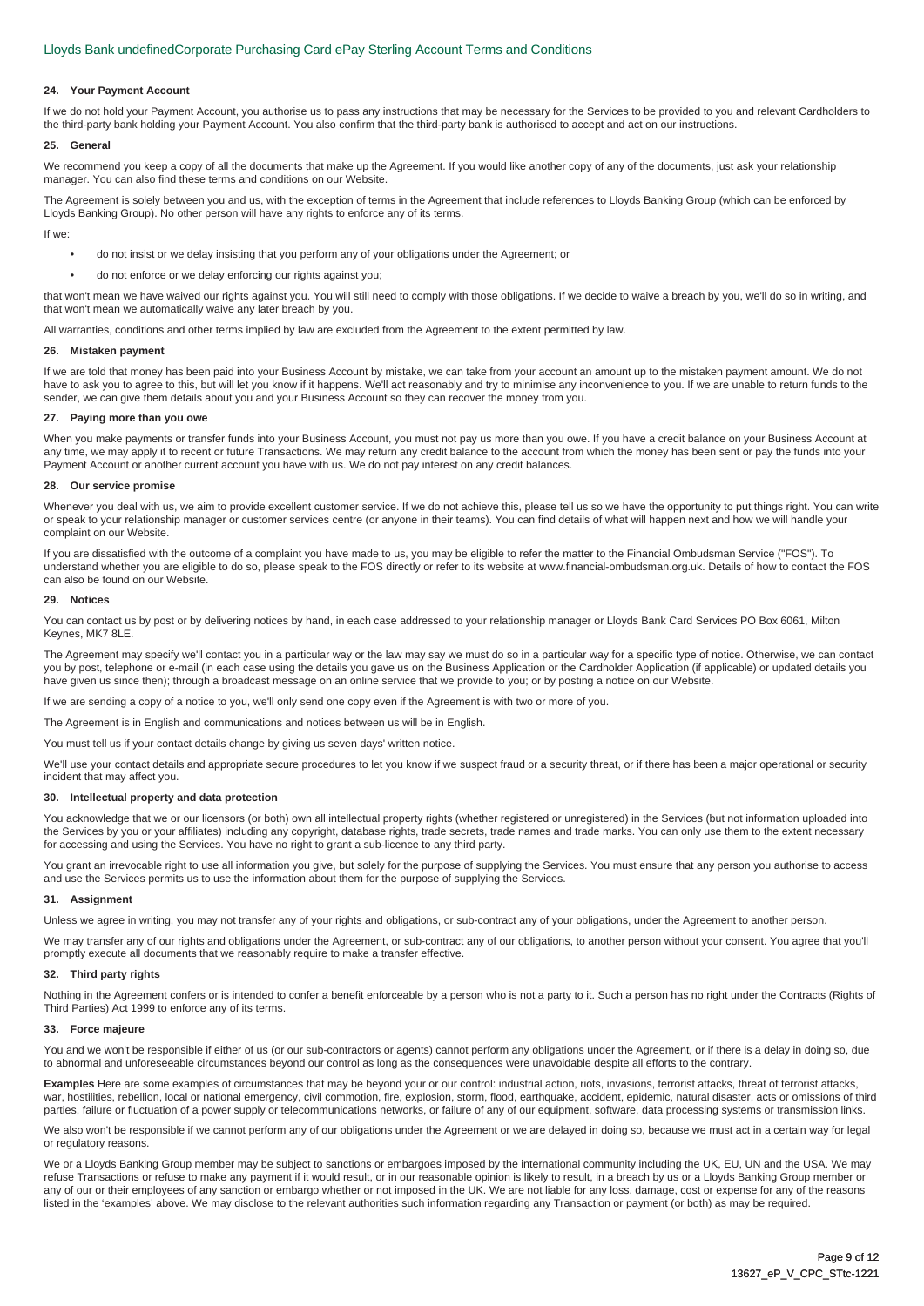## 24. Your Payment Account

If we do not hold your Payment Account, you authorise us to pass any instructions that may be necessary for the Services to be provided to you and relevant Cardholders to the third-party bank holding your Payment Account. You also confirm that the third-party bank is authorised to accept and act on our instructions.

## 25. General

We recommend you keep a copy of all the documents that make up the Agreement. If you would like another copy of any of the documents, just ask your relationship manager. You can also find these terms and conditions on our Website.

The Agreement is solely between you and us, with the exception of terms in the Agreement that include references to Lloyds Banking Group (which can be enforced by Lloyds Banking Group). No other person will have any rights to enforce any of its terms.

If we:

- do not insist or we delay insisting that you perform any of your obligations under the Agreement; or
- do not enforce or we delay enforcing our rights against you;

that won't mean we have waived our rights against you. You will still need to comply with those obligations. If we decide to waive a breach by you, we'll do so in writing, and that won't mean we automatically waive any later breach by you.

All warranties, conditions and other terms implied by law are excluded from the Agreement to the extent permitted by law.

## 26. Mistaken payment

If we are told that money has been paid into your Business Account by mistake, we can take from your account an amount up to the mistaken payment amount. We do not have to ask you to agree to this, but will let you know if it happens. We'll act reasonably and try to minimise any inconvenience to you. If we are unable to return funds to the sender, we can give them details about you and your Business Account so they can recover the money from you.

## 27. Paying more than you owe

When you make payments or transfer funds into your Business Account, you must not pay us more than you owe. If you have a credit balance on your Business Account at any time, we may apply it to recent or future Transactions. We may return any credit balance to the account from which the money has been sent or pay the funds into your Payment Account or another current account you have with us. We do not pay interest on any credit balances.

## 28. Our service promise

Whenever you deal with us, we aim to provide excellent customer service. If we do not achieve this, please tell us so we have the opportunity to put things right. You can write or speak to your relationship manager or customer services centre (or anyone in their teams). You can find details of what will happen next and how we will handle your complaint on our Website.

If you are dissatisfied with the outcome of a complaint you have made to us, you may be eligible to refer the matter to the Financial Ombudsman Service ("FOS"). To understand whether you are eligible to do so, please speak to the FOS directly or refer to its website at www.financial-ombudsman.org.uk. Details of how to contact the FOS can also be found on our Website.

## 29. Notices

You can contact us by post or by delivering notices by hand, in each case addressed to your relationship manager or Lloyds Bank Card Services PO Box 6061, Milton Keynes, MK7 8LE.

The Agreement may specify we'll contact you in a particular way or the law may say we must do so in a particular way for a specific type of notice. Otherwise, we can contact you by post, telephone or e-mail (in each case using the details you gave us on the Business Application or the Cardholder Application (if applicable) or updated details you have given us since then); through a broadcast message on an online service that we provide to you; or by posting a notice on our Website.

If we are sending a copy of a notice to you, we'll only send one copy even if the Agreement is with two or more of you.

The Agreement is in English and communications and notices between us will be in English.

You must tell us if your contact details change by giving us seven days' written notice.

We'll use your contact details and appropriate secure procedures to let you know if we suspect fraud or a security threat, or if there has been a major operational or security incident that may affect you.

## 30. Intellectual property and data protection

You acknowledge that we or our licensors (or both) own all intellectual property rights (whether registered or unregistered) in the Services (but not information uploaded into the Services by you or your affiliates) including any copyright, database rights, trade secrets, trade names and trade marks. You can only use them to the extent necessary for accessing and using the Services. You have no right to grant a sub-licence to any third party.

You grant an irrevocable right to use all information you give, but solely for the purpose of supplying the Services. You must ensure that any person you authorise to access and use the Services permits us to use the information about them for the purpose of supplying the Services.

## 31. Assignment

Unless we agree in writing, you may not transfer any of your rights and obligations, or sub-contract any of your obligations, under the Agreement to another person.

We may transfer any of our rights and obligations under the Agreement, or sub-contract any of our obligations, to another person without your consent. You agree that you'll promptly execute all documents that we reasonably require to make a transfer effective.

## 32. Third party rights

Nothing in the Agreement confers or is intended to confer a benefit enforceable by a person who is not a party to it. Such a person has no right under the Contracts (Rights of Third Parties) Act 1999 to enforce any of its terms.

## 33. Force majeure

You and we won't be responsible if either of us (or our sub-contractors or agents) cannot perform any obligations under the Agreement, or if there is a delay in doing so, due to abnormal and unforeseeable circumstances beyond our control as long as the consequences were unavoidable despite all efforts to the contrary.

**Examples** Here are some examples of circumstances that may be beyond your or our control: industrial action, riots, invasions, terrorist attacks, threat of terrorist attacks, war, hostilities, rebellion, local or national emergency, civil commotion, fire, explosion, storm, flood, earthquake, accident, epidemic, natural disaster, acts or omissions of third parties, failure or fluctuation of a power supply or telecommunications networks, or failure of any of our equipment, software, data processing systems or transmission links.

We also won't be responsible if we cannot perform any of our obligations under the Agreement or we are delayed in doing so, because we must act in a certain way for legal or regulatory reasons.

We or a Lloyds Banking Group member may be subject to sanctions or embargoes imposed by the international community including the UK, EU, UN and the USA. We may refuse Transactions or refuse to make any payment if it would result, or in our reasonable opinion is likely to result, in a breach by us or a Lloyds Banking Group member or any of our or their employees of any sanction or embargo whether or not imposed in the UK. We are not liable for any loss, damage, cost or expense for any of the reasons listed in the 'examples' above. We may disclose to the relevant authorities such information regarding any Transaction or payment (or both) as may be required.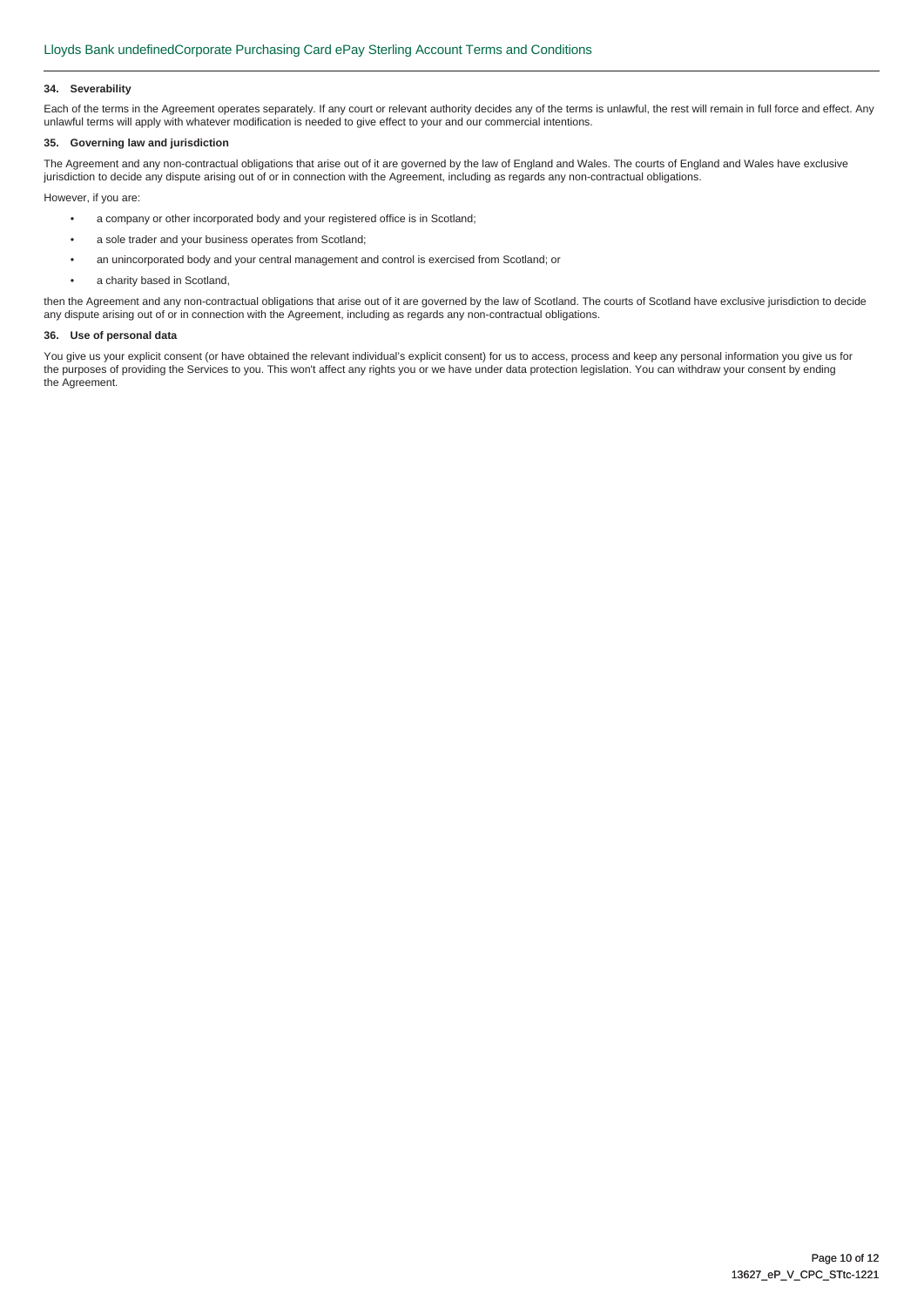### 34. Severability

Each of the terms in the Agreement operates separately. If any court or relevant authority decides any of the terms is unlawful, the rest will remain in full force and effect. Any unlawful terms will apply with whatever modification is needed to give effect to your and our commercial intentions.

### 35. Governing law and jurisdiction

The Agreement and any non-contractual obligations that arise out of it are governed by the law of England and Wales. The courts of England and Wales have exclusive jurisdiction to decide any dispute arising out of or in connection with the Agreement, including as regards any non-contractual obligations.

However, if you are:

- a company or other incorporated body and your registered office is in Scotland;
- a sole trader and your business operates from Scotland;
- an unincorporated body and your central management and control is exercised from Scotland; or
- a charity based in Scotland,

then the Agreement and any non-contractual obligations that arise out of it are governed by the law of Scotland. The courts of Scotland have exclusive jurisdiction to decide any dispute arising out of or in connection with the Agreement, including as regards any non-contractual obligations.

### 36. Use of personal data

You give us your explicit consent (or have obtained the relevant individual's explicit consent) for us to access, process and keep any personal information you give us for the purposes of providing the Services to you. This won't affect any rights you or we have under data protection legislation. You can withdraw your consent by ending the Agreement.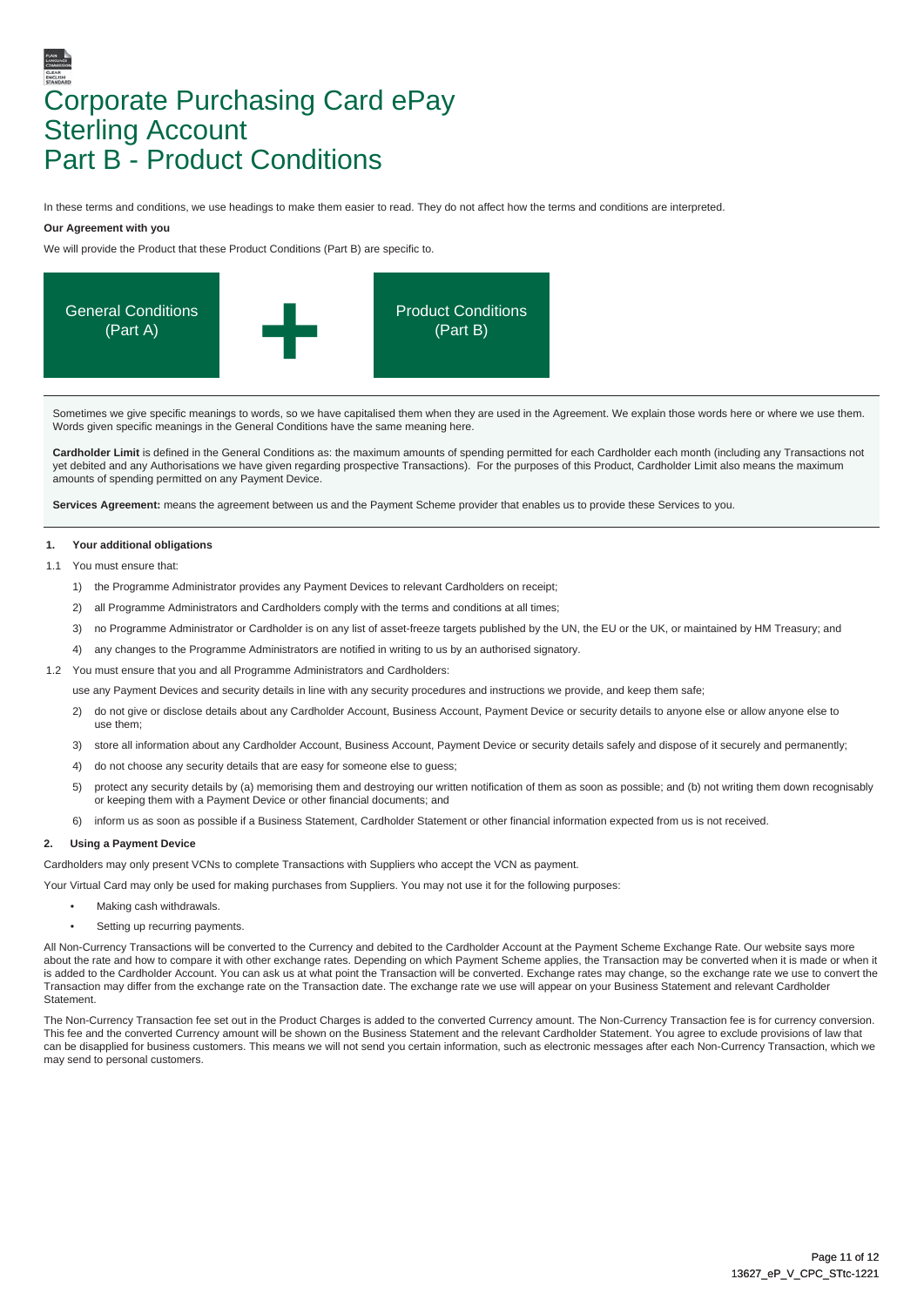# Corporate Purchasing Card ePay Sterling Account Part B - Product Conditions

In these terms and conditions, we use headings to make them easier to read. They do not affect how the terms and conditions are interpreted.

**Our Agreement with you**

We will provide the Product that these Product Conditions (Part B) are specific to.

General Conditions (Part A) + Product Conditions (Part B)

Sometimes we give specific meanings to words, so we have capitalised them when they are used in the Agreement. We explain those words here or where we use them. Words given specific meanings in the General Conditions have the same meaning here.

**Cardholder Limit** is defined in the General Conditions as: the maximum amounts of spending permitted for each Cardholder each month (including any Transactions not yet debited and any Authorisations we have given regarding prospective Transactions). For the purposes of this Product, Cardholder Limit also means the maximum amounts of spending permitted on any Payment Device.

**Services Agreement:** means the agreement between us and the Payment Scheme provider that enables us to provide these Services to you.

## 1. Your additional obligations

1.1 You must ensure that:

1) the Programme Administrator provides any Payment Devices to relevant Cardholders on receipt;
2) all Programme Administrators and Cardholders comply with the terms and conditions at all times;
3) no Programme Administrator or Cardholder is on any list of asset-freeze targets published by the UN, the EU or the UK, or maintained by HM Treasury; and
4) any changes to the Programme Administrators are notified in writing to us by an authorised signatory.

1.2 You must ensure that you and all Programme Administrators and Cardholders:

use any Payment Devices and security details in line with any security procedures and instructions we provide, and keep them safe;

2) do not give or disclose details about any Cardholder Account, Business Account, Payment Device or security details to anyone else or allow anyone else to use them;
3) store all information about any Cardholder Account, Business Account, Payment Device or security details safely and dispose of it securely and permanently;
4) do not choose any security details that are easy for someone else to guess;
5) protect any security details by (a) memorising them and destroying our written notification of them as soon as possible; and (b) not writing them down recognisably or keeping them with a Payment Device or other financial documents; and
6) inform us as soon as possible if a Business Statement, Cardholder Statement or other financial information expected from us is not received.

## 2. Using a Payment Device

Cardholders may only present VCNs to complete Transactions with Suppliers who accept the VCN as payment.

Your Virtual Card may only be used for making purchases from Suppliers. You may not use it for the following purposes:

- Making cash withdrawals.
- Setting up recurring payments.

All Non-Currency Transactions will be converted to the Currency and debited to the Cardholder Account at the Payment Scheme Exchange Rate. Our website says more about the rate and how to compare it with other exchange rates. Depending on which Payment Scheme applies, the Transaction may be converted when it is made or when it is added to the Cardholder Account. You can ask us at what point the Transaction will be converted. Exchange rates may change, so the exchange rate we use to convert the Transaction may differ from the exchange rate on the Transaction date. The exchange rate we use will appear on your Business Statement and relevant Cardholder Statement.

The Non-Currency Transaction fee set out in the Product Charges is added to the converted Currency amount. The Non-Currency Transaction fee is for currency conversion. This fee and the converted Currency amount will be shown on the Business Statement and the relevant Cardholder Statement. You agree to exclude provisions of law that can be disapplied for business customers. This means we will not send you certain information, such as electronic messages after each Non-Currency Transaction, which we may send to personal customers.

13627_eP_V_CPC_STtc-1221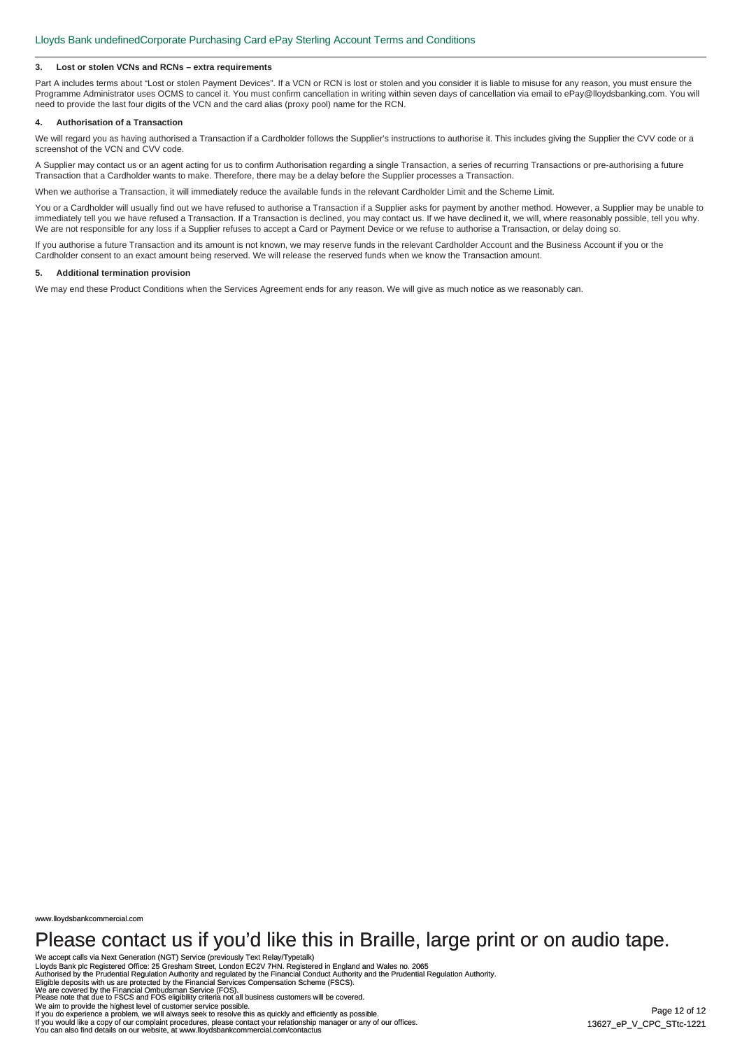### 3. Lost or stolen VCNs and RCNs – extra requirements

Part A includes terms about "Lost or stolen Payment Devices". If a VCN or RCN is lost or stolen and you consider it is liable to misuse for any reason, you must ensure the Programme Administrator uses OCMS to cancel it. You must confirm cancellation in writing within seven days of cancellation via email to ePay@lloydsbanking.com. You will need to provide the last four digits of the VCN and the card alias (proxy pool) name for the RCN.

### 4. Authorisation of a Transaction

We will regard you as having authorised a Transaction if a Cardholder follows the Supplier's instructions to authorise it. This includes giving the Supplier the CVV code or a screenshot of the VCN and CVV code.

A Supplier may contact us or an agent acting for us to confirm Authorisation regarding a single Transaction, a series of recurring Transactions or pre-authorising a future Transaction that a Cardholder wants to make. Therefore, there may be a delay before the Supplier processes a Transaction.

When we authorise a Transaction, it will immediately reduce the available funds in the relevant Cardholder Limit and the Scheme Limit.

You or a Cardholder will usually find out we have refused to authorise a Transaction if a Supplier asks for payment by another method. However, a Supplier may be unable to immediately tell you we have refused a Transaction. If a Transaction is declined, you may contact us. If we have declined it, we will, where reasonably possible, tell you why. We are not responsible for any loss if a Supplier refuses to accept a Card or Payment Device or we refuse to authorise a Transaction, or delay doing so.

If you authorise a future Transaction and its amount is not known, we may reserve funds in the relevant Cardholder Account and the Business Account if you or the Cardholder consent to an exact amount being reserved. We will release the reserved funds when we know the Transaction amount.

### 5. Additional termination provision

We may end these Product Conditions when the Services Agreement ends for any reason. We will give as much notice as we reasonably can.

www.lloydsbankcommercial.com

# Please contact us if you'd like this in Braille, large print or on audio tape.

We accept calls via Next Generation (NGT) Service (previously Text Relay/Typetalk)
Lloyds Bank plc Registered Office: 25 Gresham Street, London EC2V 7HN. Registered in England and Wales no. 2065
Authorised by the Prudential Regulation Authority and regulated by the Financial Conduct Authority and the Prudential Regulation Authority.
Eligible deposits with us are protected by the Financial Services Compensation Scheme (FSCS).
We are covered by the Financial Ombudsman Service (FOS).
Please note that due to FSCS and FOS eligibility criteria not all business customers will be covered.
We aim to provide the highest level of customer service possible.
If you do experience a problem, we will always seek to resolve this as quickly and efficiently as possible.
If you would like a copy of our complaint procedures, please contact your relationship manager or any of our offices.
You can also find details on our website, at www.lloydsbankcommercial.com/contactus

13627_eP_V_CPC_STtc-1221